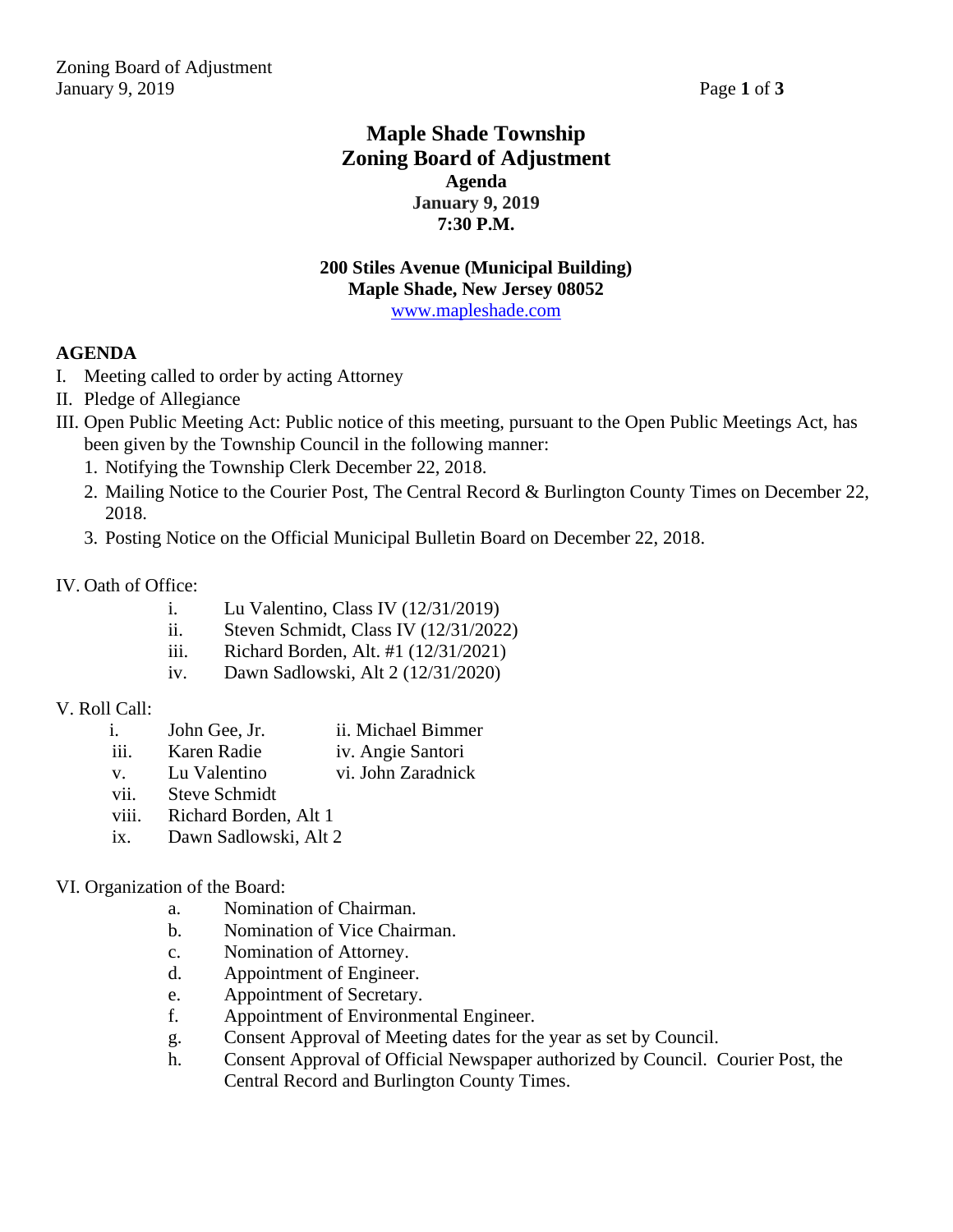# Maple Shade Township
# Zoning Board of Adjustment

**Agenda**
**January 9, 2019**
**7:30 P.M.**

**200 Stiles Avenue (Municipal Building)**
**Maple Shade, New Jersey 08052**
www.mapleshade.com

**AGENDA**

I. Meeting called to order by acting Attorney

II. Pledge of Allegiance

III. Open Public Meeting Act: Public notice of this meeting, pursuant to the Open Public Meetings Act, has been given by the Township Council in the following manner:

1. Notifying the Township Clerk December 22, 2018.
2. Mailing Notice to the Courier Post, The Central Record & Burlington County Times on December 22, 2018.
3. Posting Notice on the Official Municipal Bulletin Board on December 22, 2018.

IV. Oath of Office:

- i. Lu Valentino, Class IV (12/31/2019)
- ii. Steven Schmidt, Class IV (12/31/2022)
- iii. Richard Borden, Alt. #1 (12/31/2021)
- iv. Dawn Sadlowski, Alt 2 (12/31/2020)

V. Roll Call:

- i. John Gee, Jr.
- ii. Michael Bimmer
- iii. Karen Radie
- iv. Angie Santori
- v. Lu Valentino
- vi. John Zaradnick
- vii. Steve Schmidt
- viii. Richard Borden, Alt 1
- ix. Dawn Sadlowski, Alt 2

VI. Organization of the Board:

- a. Nomination of Chairman.
- b. Nomination of Vice Chairman.
- c. Nomination of Attorney.
- d. Appointment of Engineer.
- e. Appointment of Secretary.
- f. Appointment of Environmental Engineer.
- g. Consent Approval of Meeting dates for the year as set by Council.
- h. Consent Approval of Official Newspaper authorized by Council. Courier Post, the Central Record and Burlington County Times.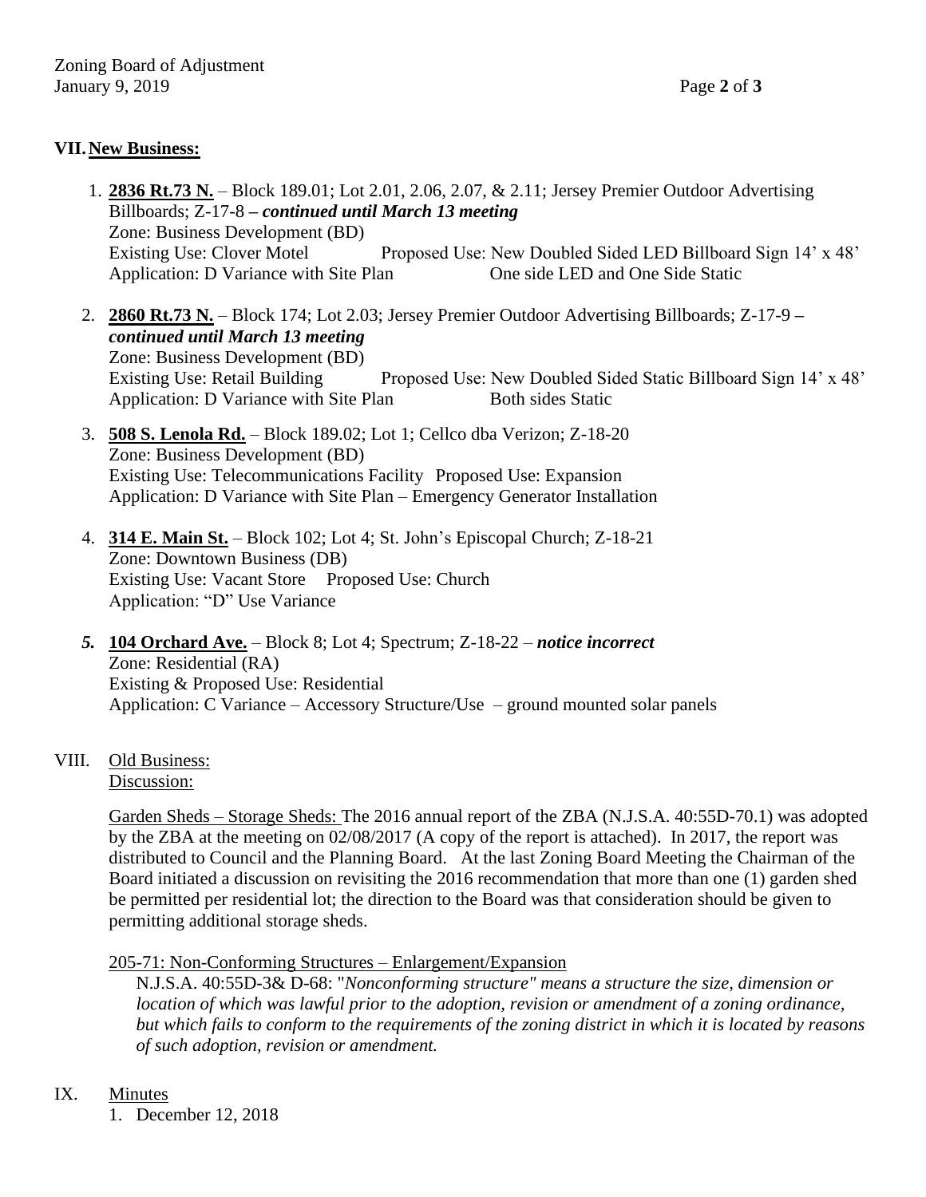## VII. New Business:

1. **2836 Rt.73 N.** – Block 189.01; Lot 2.01, 2.06, 2.07, & 2.11; Jersey Premier Outdoor Advertising Billboards; Z-17-8 – ***continued until March 13 meeting***
   Zone: Business Development (BD)
   Existing Use: Clover Motel    Proposed Use: New Doubled Sided LED Billboard Sign 14' x 48'
   Application: D Variance with Site Plan    One side LED and One Side Static

2. **2860 Rt.73 N.** – Block 174; Lot 2.03; Jersey Premier Outdoor Advertising Billboards; Z-17-9 – ***continued until March 13 meeting***
   Zone: Business Development (BD)
   Existing Use: Retail Building    Proposed Use: New Doubled Sided Static Billboard Sign 14' x 48'
   Application: D Variance with Site Plan    Both sides Static

3. **508 S. Lenola Rd.** – Block 189.02; Lot 1; Cellco dba Verizon; Z-18-20
   Zone: Business Development (BD)
   Existing Use: Telecommunications Facility  Proposed Use: Expansion
   Application: D Variance with Site Plan – Emergency Generator Installation

4. **314 E. Main St.** – Block 102; Lot 4; St. John's Episcopal Church; Z-18-21
   Zone: Downtown Business (DB)
   Existing Use: Vacant Store  Proposed Use: Church
   Application: "D" Use Variance

5. **104 Orchard Ave.** – Block 8; Lot 4; Spectrum; Z-18-22 – ***notice incorrect***
   Zone: Residential (RA)
   Existing & Proposed Use: Residential
   Application: C Variance – Accessory Structure/Use – ground mounted solar panels

## VIII. Old Business:

Discussion:

Garden Sheds – Storage Sheds: The 2016 annual report of the ZBA (N.J.S.A. 40:55D-70.1) was adopted by the ZBA at the meeting on 02/08/2017 (A copy of the report is attached). In 2017, the report was distributed to Council and the Planning Board. At the last Zoning Board Meeting the Chairman of the Board initiated a discussion on revisiting the 2016 recommendation that more than one (1) garden shed be permitted per residential lot; the direction to the Board was that consideration should be given to permitting additional storage sheds.

205-71: Non-Conforming Structures – Enlargement/Expansion

N.J.S.A. 40:55D-3& D-68: "*Nonconforming structure" means a structure the size, dimension or location of which was lawful prior to the adoption, revision or amendment of a zoning ordinance, but which fails to conform to the requirements of the zoning district in which it is located by reasons of such adoption, revision or amendment.*

## IX. Minutes

1. December 12, 2018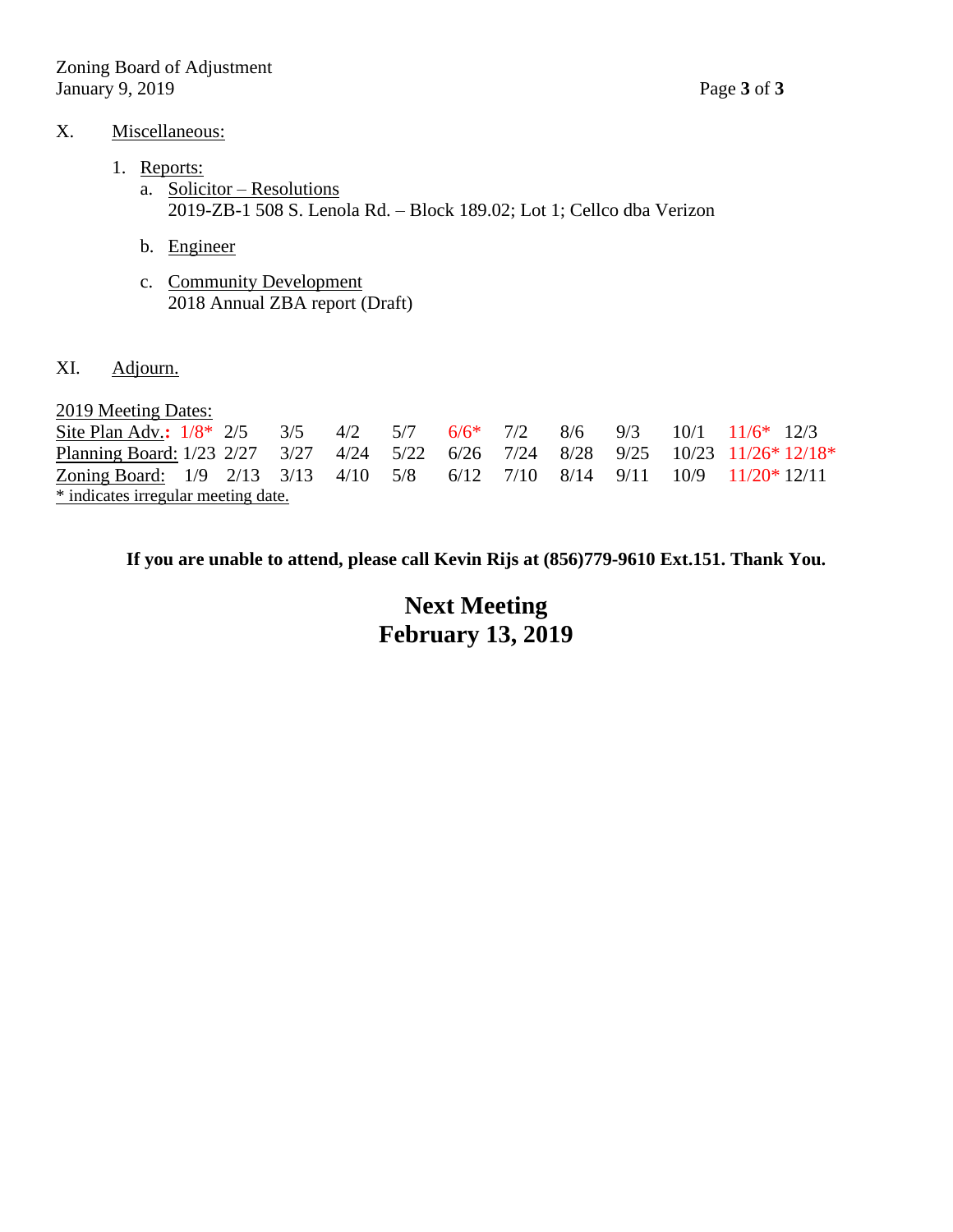X. Miscellaneous:

1. Reports:
   a. Solicitor – Resolutions
      2019-ZB-1 508 S. Lenola Rd. – Block 189.02; Lot 1; Cellco dba Verizon

   b. Engineer

   c. Community Development
      2018 Annual ZBA report (Draft)

XI. Adjourn.

2019 Meeting Dates:

| | | | | | | | | | | | | |
|---|---|---|---|---|---|---|---|---|---|---|---|---|
| Site Plan Adv.: | 1/8* | 2/5 | 3/5 | 4/2 | 5/7 | 6/6* | 7/2 | 8/6 | 9/3 | 10/1 | 11/6* | 12/3 |
| Planning Board: | 1/23 | 2/27 | 3/27 | 4/24 | 5/22 | 6/26 | 7/24 | 8/28 | 9/25 | 10/23 | 11/26* | 12/18* |
| Zoning Board: | 1/9 | 2/13 | 3/13 | 4/10 | 5/8 | 6/12 | 7/10 | 8/14 | 9/11 | 10/9 | 11/20* | 12/11 |

\* indicates irregular meeting date.

**If you are unable to attend, please call Kevin Rijs at (856)779-9610 Ext.151. Thank You.**

## Next Meeting
## February 13, 2019